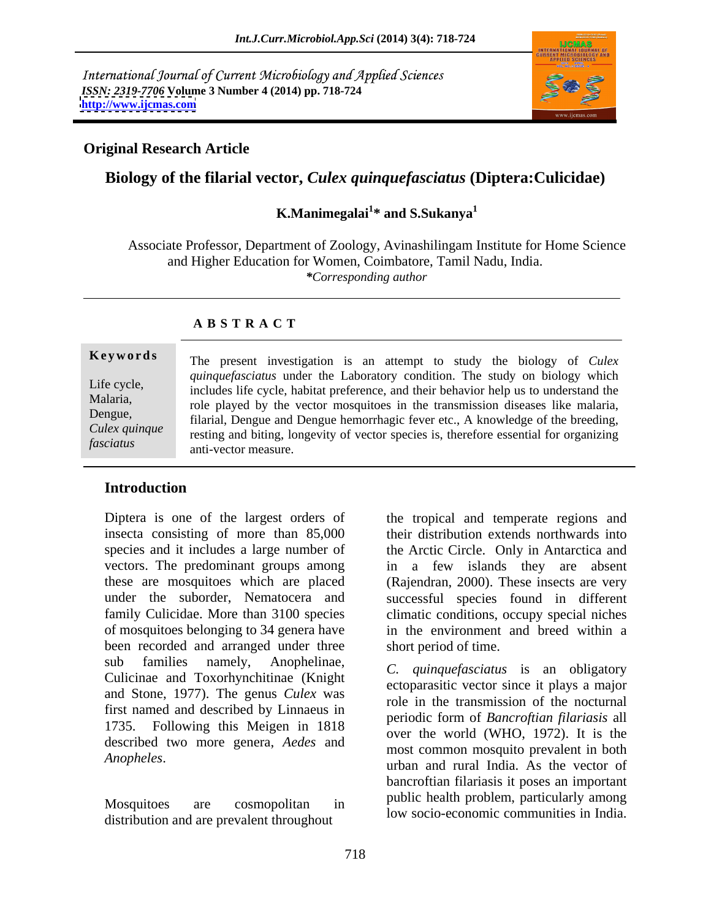International Journal of Current Microbiology and Applied Sciences
*ISSN: 2319-7706* **Volume 3 Number 4 (2014) pp. 718-724**
**http://www.ijcmas.com**

**Original Research Article**

# Biology of the filarial vector, *Culex quinquefasciatus* (Diptera:Culicidae)

**K.Manimegalai[1]* and S.Sukanya[1]**

Associate Professor, Department of Zoology, Avinashilingam Institute for Home Science and Higher Education for Women, Coimbatore, Tamil Nadu, India.
*\*Corresponding author*

## A B S T R A C T

**Keywords**

Life cycle, Malaria, Dengue, *Culex quinque fasciatus*

The present investigation is an attempt to study the biology of *Culex quinquefasciatus* under the Laboratory condition. The study on biology which includes life cycle, habitat preference, and their behavior help us to understand the role played by the vector mosquitoes in the transmission diseases like malaria, filarial, Dengue and Dengue hemorrhagic fever etc., A knowledge of the breeding, resting and biting, longevity of vector species is, therefore essential for organizing anti-vector measure.

## Introduction

Diptera is one of the largest orders of insecta consisting of more than 85,000 species and it includes a large number of vectors. The predominant groups among these are mosquitoes which are placed under the suborder, Nematocera and family Culicidae. More than 3100 species of mosquitoes belonging to 34 genera have been recorded and arranged under three sub families namely, Anophelinae, Culicinae and Toxorhynchitinae (Knight and Stone, 1977). The genus *Culex* was first named and described by Linnaeus in 1735. Following this Meigen in 1818 described two more genera, *Aedes* and *Anopheles*.

Mosquitoes are cosmopolitan in distribution and are prevalent throughout the tropical and temperate regions and their distribution extends northwards into the Arctic Circle. Only in Antarctica and in a few islands they are absent (Rajendran, 2000). These insects are very successful species found in different climatic conditions, occupy special niches in the environment and breed within a short period of time.

*C. quinquefasciatus* is an obligatory ectoparasitic vector since it plays a major role in the transmission of the nocturnal periodic form of *Bancroftian filariasis* all over the world (WHO, 1972). It is the most common mosquito prevalent in both urban and rural India. As the vector of bancroftian filariasis it poses an important public health problem, particularly among low socio-economic communities in India.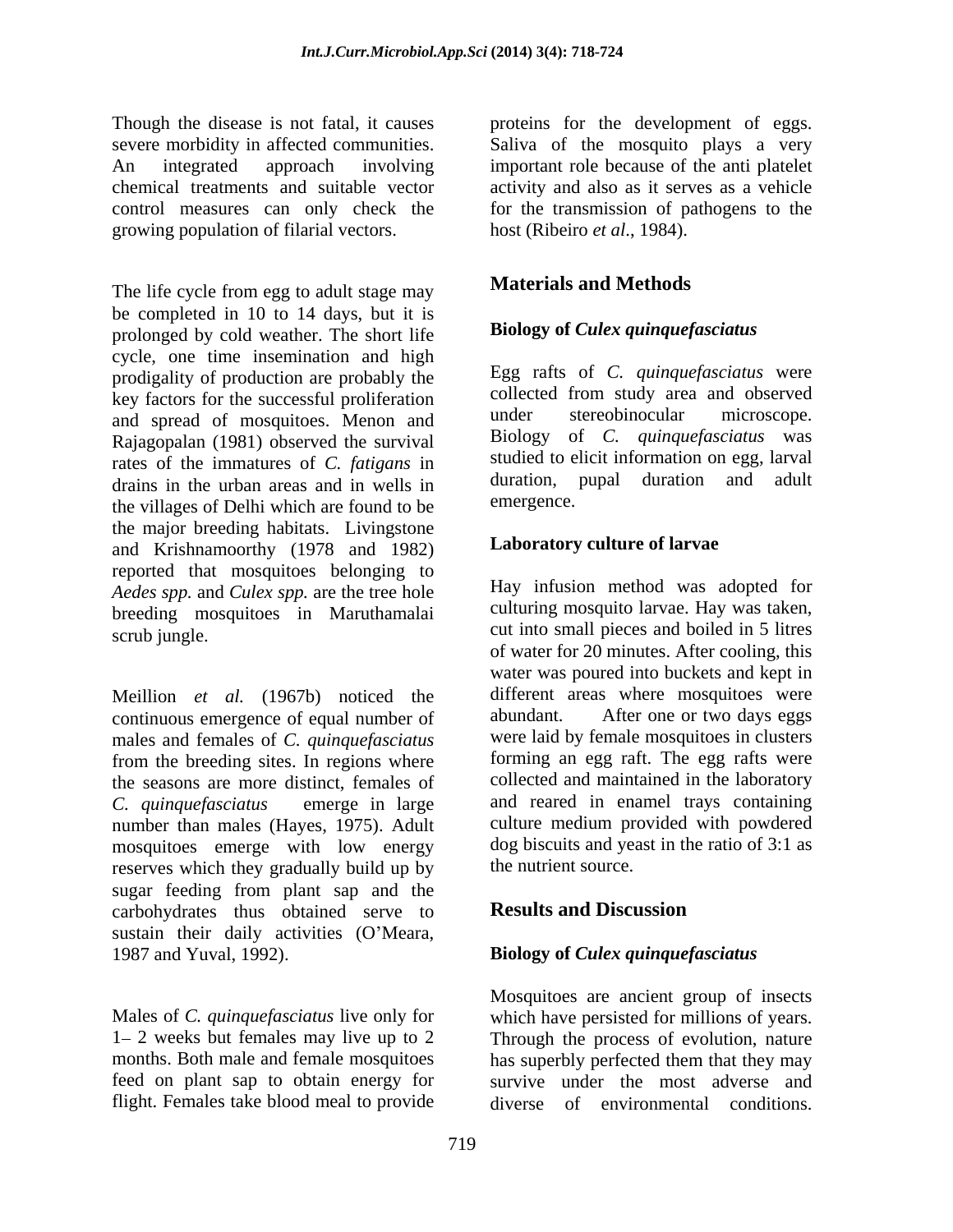Though the disease is not fatal, it causes severe morbidity in affected communities. An integrated approach involving chemical treatments and suitable vector control measures can only check the growing population of filarial vectors.

The life cycle from egg to adult stage may be completed in 10 to 14 days, but it is prolonged by cold weather. The short life cycle, one time insemination and high prodigality of production are probably the key factors for the successful proliferation and spread of mosquitoes. Menon and Rajagopalan (1981) observed the survival rates of the immatures of *C. fatigans* in drains in the urban areas and in wells in the villages of Delhi which are found to be the major breeding habitats. Livingstone and Krishnamoorthy (1978 and 1982) reported that mosquitoes belonging to *Aedes spp.* and *Culex spp.* are the tree hole breeding mosquitoes in Maruthamalai scrub jungle.

Meillion *et al.* (1967b) noticed the continuous emergence of equal number of males and females of *C. quinquefasciatus* from the breeding sites. In regions where the seasons are more distinct, females of *C. quinquefasciatus* emerge in large number than males (Hayes, 1975). Adult mosquitoes emerge with low energy reserves which they gradually build up by sugar feeding from plant sap and the carbohydrates thus obtained serve to sustain their daily activities (O'Meara, 1987 and Yuval, 1992).

Males of *C. quinquefasciatus* live only for 1– 2 weeks but females may live up to 2 months. Both male and female mosquitoes feed on plant sap to obtain energy for flight. Females take blood meal to provide proteins for the development of eggs. Saliva of the mosquito plays a very important role because of the anti platelet activity and also as it serves as a vehicle for the transmission of pathogens to the host (Ribeiro *et al*., 1984).

## Materials and Methods

### Biology of *Culex quinquefasciatus*

Egg rafts of *C. quinquefasciatus* were collected from study area and observed under stereobinocular microscope. Biology of *C. quinquefasciatus* was studied to elicit information on egg, larval duration, pupal duration and adult emergence.

### Laboratory culture of larvae

Hay infusion method was adopted for culturing mosquito larvae. Hay was taken, cut into small pieces and boiled in 5 litres of water for 20 minutes. After cooling, this water was poured into buckets and kept in different areas where mosquitoes were abundant. After one or two days eggs were laid by female mosquitoes in clusters forming an egg raft. The egg rafts were collected and maintained in the laboratory and reared in enamel trays containing culture medium provided with powdered dog biscuits and yeast in the ratio of 3:1 as the nutrient source.

## Results and Discussion

### Biology of *Culex quinquefasciatus*

Mosquitoes are ancient group of insects which have persisted for millions of years. Through the process of evolution, nature has superbly perfected them that they may survive under the most adverse and diverse of environmental conditions.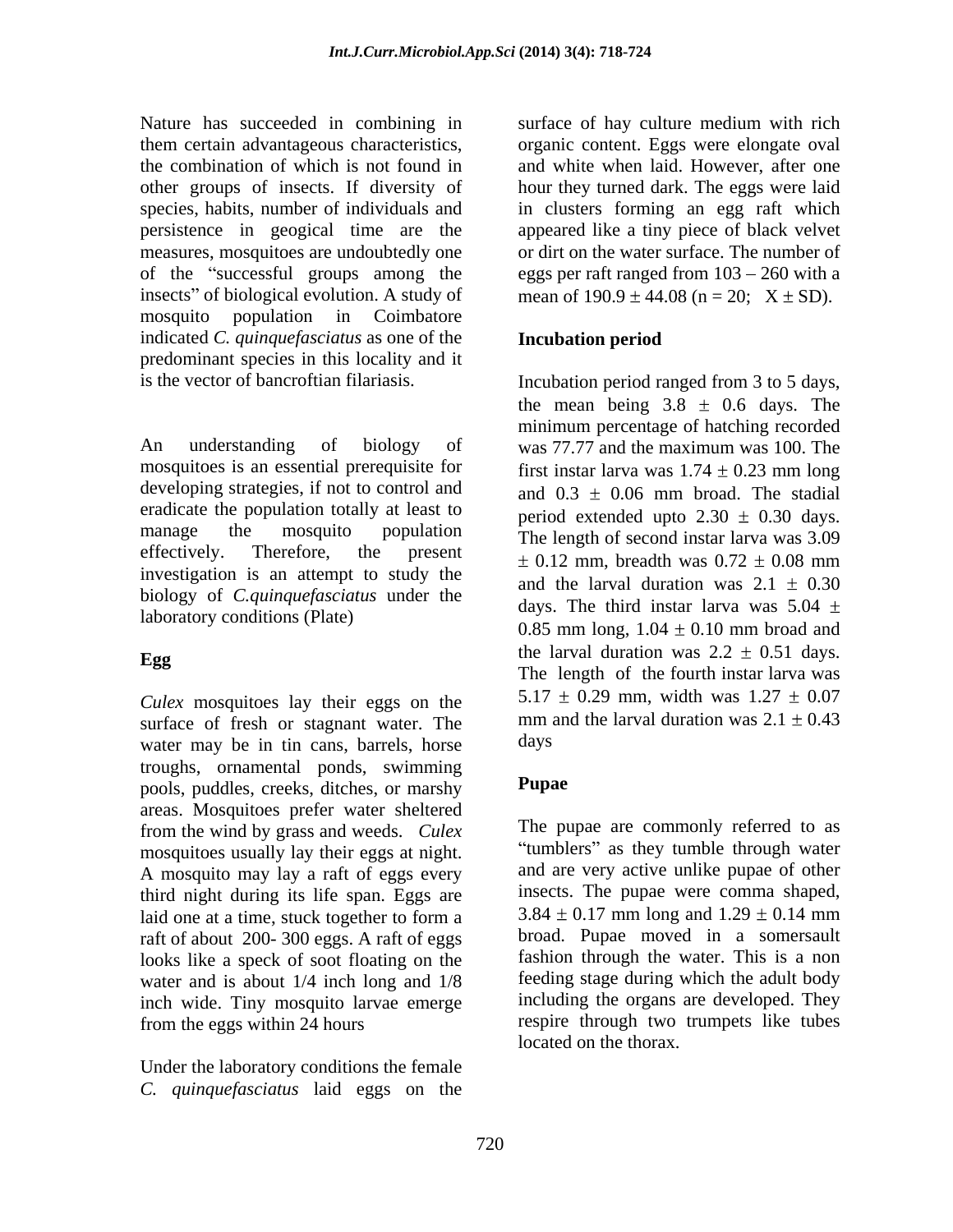Nature has succeeded in combining in them certain advantageous characteristics, the combination of which is not found in other groups of insects. If diversity of species, habits, number of individuals and persistence in geogical time are the measures, mosquitoes are undoubtedly one of the "successful groups among the insects" of biological evolution. A study of mosquito population in Coimbatore indicated *C. quinquefasciatus* as one of the predominant species in this locality and it is the vector of bancroftian filariasis.

An understanding of biology of mosquitoes is an essential prerequisite for developing strategies, if not to control and eradicate the population totally at least to manage the mosquito population effectively. Therefore, the present investigation is an attempt to study the biology of *C.quinquefasciatus* under the laboratory conditions (Plate)

## Egg

*Culex* mosquitoes lay their eggs on the surface of fresh or stagnant water. The water may be in tin cans, barrels, horse troughs, ornamental ponds, swimming pools, puddles, creeks, ditches, or marshy areas. Mosquitoes prefer water sheltered from the wind by grass and weeds. *Culex* mosquitoes usually lay their eggs at night. A mosquito may lay a raft of eggs every third night during its life span. Eggs are laid one at a time, stuck together to form a raft of about 200- 300 eggs. A raft of eggs looks like a speck of soot floating on the water and is about 1/4 inch long and 1/8 inch wide. Tiny mosquito larvae emerge from the eggs within 24 hours

Under the laboratory conditions the female *C. quinquefasciatus* laid eggs on the surface of hay culture medium with rich organic content. Eggs were elongate oval and white when laid. However, after one hour they turned dark. The eggs were laid in clusters forming an egg raft which appeared like a tiny piece of black velvet or dirt on the water surface. The number of eggs per raft ranged from 103 – 260 with a mean of 190.9 $\pm$ 44.08 (n = 20; X $\pm$ SD).

## Incubation period

Incubation period ranged from 3 to 5 days, the mean being 3.8 $\pm$ 0.6 days. The minimum percentage of hatching recorded was 77.77 and the maximum was 100. The first instar larva was 1.74 $\pm$ 0.23 mm long and 0.3 $\pm$ 0.06 mm broad. The stadial period extended upto 2.30 $\pm$ 0.30 days. The length of second instar larva was 3.09 $\pm$ 0.12 mm, breadth was 0.72 $\pm$ 0.08 mm and the larval duration was 2.1 $\pm$ 0.30 days. The third instar larva was 5.04 $\pm$ 0.85 mm long, 1.04 $\pm$ 0.10 mm broad and the larval duration was 2.2 $\pm$ 0.51 days. The length of the fourth instar larva was 5.17 $\pm$ 0.29 mm, width was 1.27 $\pm$ 0.07 mm and the larval duration was 2.1 $\pm$ 0.43 days

## Pupae

The pupae are commonly referred to as "tumblers" as they tumble through water and are very active unlike pupae of other insects. The pupae were comma shaped, 3.84 $\pm$ 0.17 mm long and 1.29 $\pm$ 0.14 mm broad. Pupae moved in a somersault fashion through the water. This is a non feeding stage during which the adult body including the organs are developed. They respire through two trumpets like tubes located on the thorax.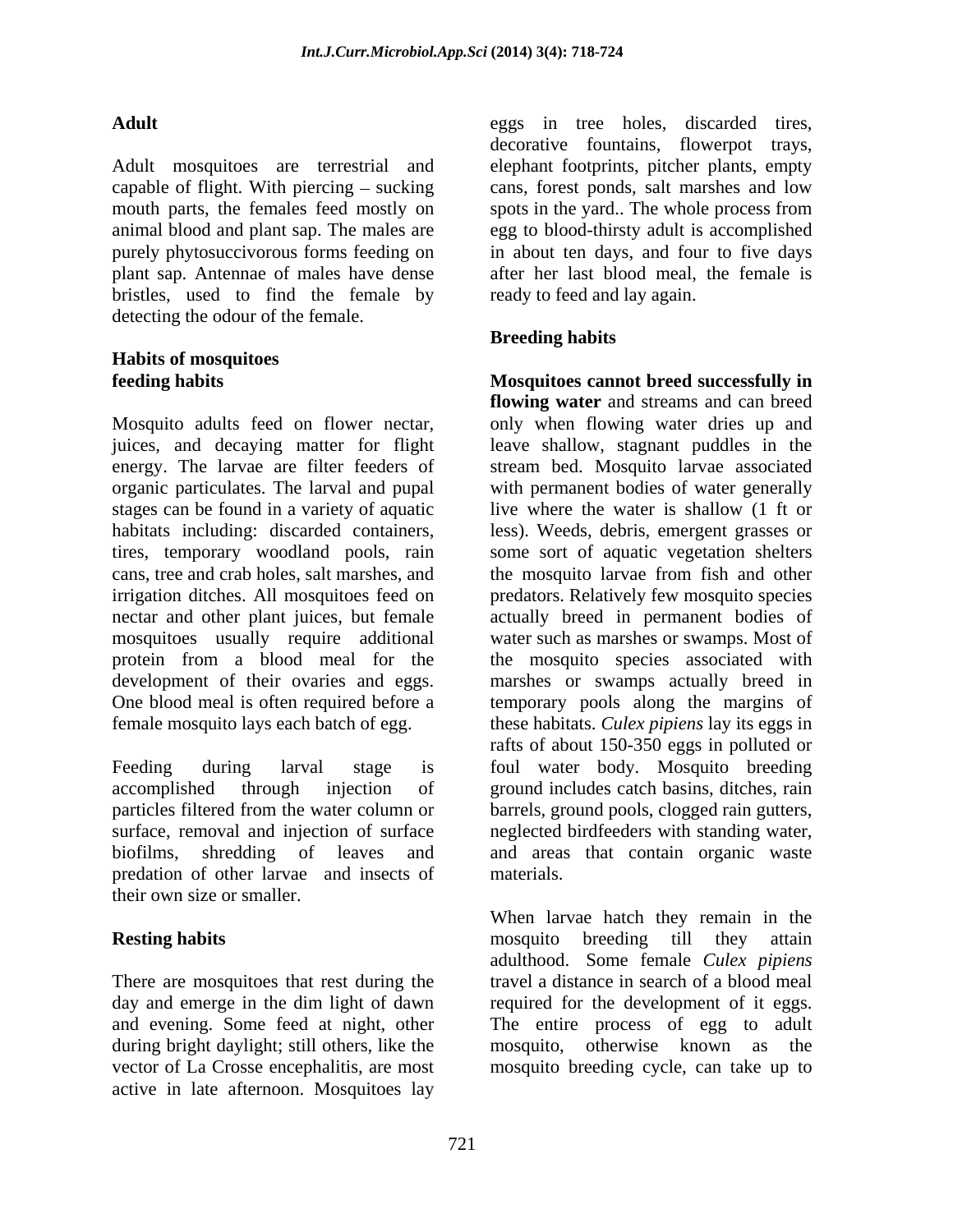### Adult

Adult mosquitoes are terrestrial and capable of flight. With piercing – sucking mouth parts, the females feed mostly on animal blood and plant sap. The males are purely phytosuccivorous forms feeding on plant sap. Antennae of males have dense bristles, used to find the female by detecting the odour of the female.

## Habits of mosquitoes

### feeding habits

Mosquito adults feed on flower nectar, juices, and decaying matter for flight energy. The larvae are filter feeders of organic particulates. The larval and pupal stages can be found in a variety of aquatic habitats including: discarded containers, tires, temporary woodland pools, rain cans, tree and crab holes, salt marshes, and irrigation ditches. All mosquitoes feed on nectar and other plant juices, but female mosquitoes usually require additional protein from a blood meal for the development of their ovaries and eggs. One blood meal is often required before a female mosquito lays each batch of egg.

Feeding during larval stage is accomplished through injection of particles filtered from the water column or surface, removal and injection of surface biofilms, shredding of leaves and predation of other larvae and insects of their own size or smaller.

### Resting habits

There are mosquitoes that rest during the day and emerge in the dim light of dawn and evening. Some feed at night, other during bright daylight; still others, like the vector of La Crosse encephalitis, are most active in late afternoon. Mosquitoes lay eggs in tree holes, discarded tires, decorative fountains, flowerpot trays, elephant footprints, pitcher plants, empty cans, forest ponds, salt marshes and low spots in the yard.. The whole process from egg to blood-thirsty adult is accomplished in about ten days, and four to five days after her last blood meal, the female is ready to feed and lay again.

### Breeding habits

**Mosquitoes cannot breed successfully in flowing water** and streams and can breed only when flowing water dries up and leave shallow, stagnant puddles in the stream bed. Mosquito larvae associated with permanent bodies of water generally live where the water is shallow (1 ft or less). Weeds, debris, emergent grasses or some sort of aquatic vegetation shelters the mosquito larvae from fish and other predators. Relatively few mosquito species actually breed in permanent bodies of water such as marshes or swamps. Most of the mosquito species associated with marshes or swamps actually breed in temporary pools along the margins of these habitats. *Culex pipiens* lay its eggs in rafts of about 150-350 eggs in polluted or foul water body. Mosquito breeding ground includes catch basins, ditches, rain barrels, ground pools, clogged rain gutters, neglected birdfeeders with standing water, and areas that contain organic waste materials.

When larvae hatch they remain in the mosquito breeding till they attain adulthood. Some female *Culex pipiens* travel a distance in search of a blood meal required for the development of it eggs. The entire process of egg to adult mosquito, otherwise known as the mosquito breeding cycle, can take up to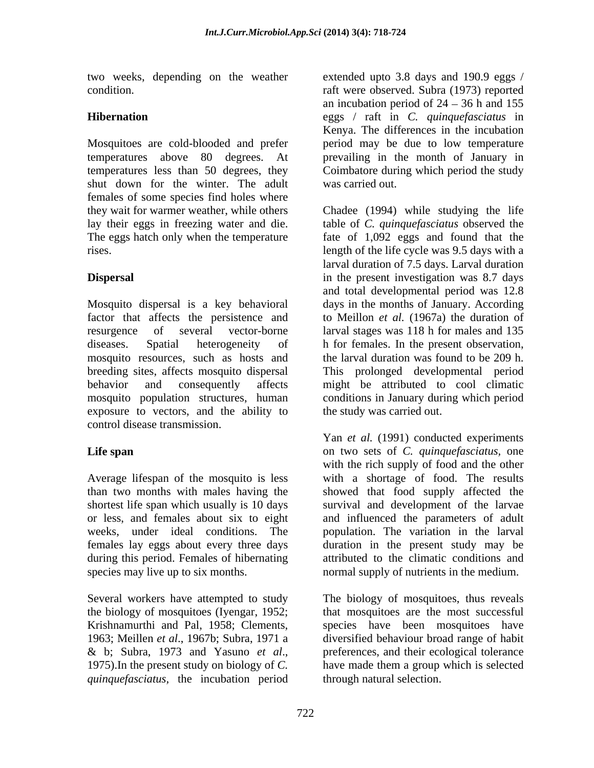two weeks, depending on the weather condition.

**Hibernation**

Mosquitoes are cold-blooded and prefer temperatures above 80 degrees. At temperatures less than 50 degrees, they shut down for the winter. The adult females of some species find holes where they wait for warmer weather, while others lay their eggs in freezing water and die. The eggs hatch only when the temperature rises.

**Dispersal**

Mosquito dispersal is a key behavioral factor that affects the persistence and resurgence of several vector-borne diseases. Spatial heterogeneity of mosquito resources, such as hosts and breeding sites, affects mosquito dispersal behavior and consequently affects mosquito population structures, human exposure to vectors, and the ability to control disease transmission.

**Life span**

Average lifespan of the mosquito is less than two months with males having the shortest life span which usually is 10 days or less, and females about six to eight weeks, under ideal conditions. The females lay eggs about every three days during this period. Females of hibernating species may live up to six months.

Several workers have attempted to study the biology of mosquitoes (Iyengar, 1952; Krishnamurthi and Pal, 1958; Clements, 1963; Meillen *et al*., 1967b; Subra, 1971 a & b; Subra, 1973 and Yasuno *et al*., 1975).In the present study on biology of *C. quinquefasciatus,* the incubation period extended upto 3.8 days and 190.9 eggs / raft were observed. Subra (1973) reported an incubation period of 24 – 36 h and 155 eggs / raft in *C. quinquefasciatus* in Kenya. The differences in the incubation period may be due to low temperature prevailing in the month of January in Coimbatore during which period the study was carried out.

Chadee (1994) while studying the life table of *C. quinquefasciatus* observed the fate of 1,092 eggs and found that the length of the life cycle was 9.5 days with a larval duration of 7.5 days. Larval duration in the present investigation was 8.7 days and total developmental period was 12.8 days in the months of January. According to Meillon *et al.* (1967a) the duration of larval stages was 118 h for males and 135 h for females. In the present observation, the larval duration was found to be 209 h. This prolonged developmental period might be attributed to cool climatic conditions in January during which period the study was carried out.

Yan *et al.* (1991) conducted experiments on two sets of *C. quinquefasciatus,* one with the rich supply of food and the other with a shortage of food. The results showed that food supply affected the survival and development of the larvae and influenced the parameters of adult population. The variation in the larval duration in the present study may be attributed to the climatic conditions and normal supply of nutrients in the medium.

The biology of mosquitoes, thus reveals that mosquitoes are the most successful species have been mosquitoes have diversified behaviour broad range of habit preferences, and their ecological tolerance have made them a group which is selected through natural selection.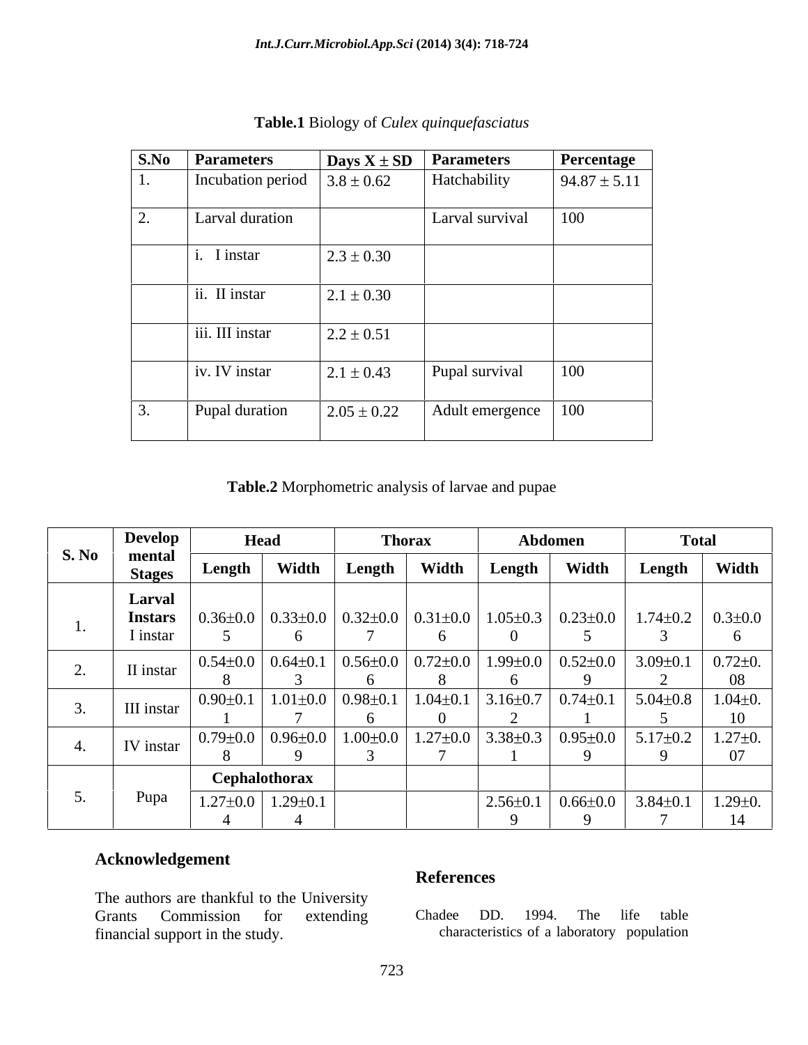**Table.1** Biology of *Culex quinquefasciatus*

| S.No | Parameters | Days X ± SD | Parameters | Percentage |
|---|---|---|---|---|
| 1. | Incubation period | 3.8 ± 0.62 | Hatchability | 94.87 ± 5.11 |
| 2. | Larval duration | | Larval survival | 100 |
| | i. I instar | 2.3 ± 0.30 | | |
| | ii. II instar | 2.1 ± 0.30 | | |
| | iii. III instar | 2.2 ± 0.51 | | |
| | iv. IV instar | 2.1 ± 0.43 | Pupal survival | 100 |
| 3. | Pupal duration | 2.05 ± 0.22 | Adult emergence | 100 |

**Table.2** Morphometric analysis of larvae and pupae

| S. No | Developmental Stages | Head | | Thorax | | Abdomen | | Total | |
|---|---|---|---|---|---|---|---|---|---|
| | | Length | Width | Length | Width | Length | Width | Length | Width |
| 1. | **Larval Instars** I instar | 0.36±0.05 | 0.33±0.06 | 0.32±0.07 | 0.31±0.06 | 1.05±0.30 | 0.23±0.05 | 1.74±0.23 | 0.3±0.06 |
| 2. | II instar | 0.54±0.08 | 0.64±0.13 | 0.56±0.06 | 0.72±0.08 | 1.99±0.06 | 0.52±0.09 | 3.09±0.12 | 0.72±0.08 |
| 3. | III instar | 0.90±0.11 | 1.01±0.07 | 0.98±0.16 | 1.04±0.10 | 3.16±0.72 | 0.74±0.11 | 5.04±0.85 | 1.04±0.10 |
| 4. | IV instar | 0.79±0.08 | 0.96±0.09 | 1.00±0.03 | 1.27±0.07 | 3.38±0.31 | 0.95±0.09 | 5.17±0.29 | 1.27±0.07 |
| 5. | Pupa | **Cephalothorax** | | | | | | | |
| | | 1.27±0.04 | 1.29±0.14 | | | 2.56±0.19 | 0.66±0.09 | 3.84±0.17 | 1.29±0.14 |

## Acknowledgement

The authors are thankful to the University Grants Commission for extending financial support in the study.

## References

Chadee DD. 1994. The life table characteristics of a laboratory population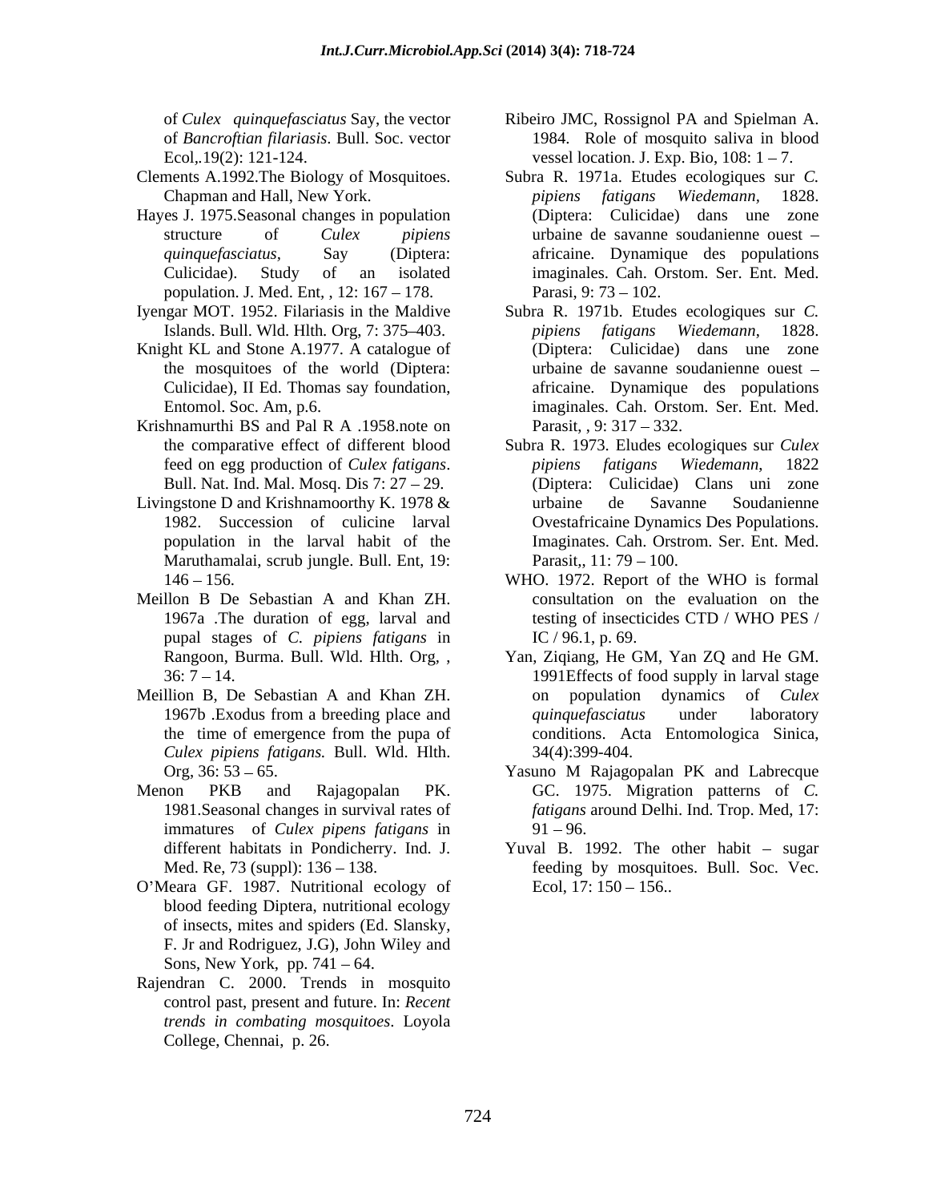of *Culex quinquefasciatus* Say, the vector of *Bancroftian filariasis*. Bull. Soc. vector Ecol,.19(2): 121-124.

Clements A.1992.The Biology of Mosquitoes. Chapman and Hall, New York.

Hayes J. 1975.Seasonal changes in population structure of *Culex pipiens quinquefasciatus*, Say (Diptera: Culicidae). Study of an isolated population. J. Med. Ent, , 12: 167 – 178.

Iyengar MOT. 1952. Filariasis in the Maldive Islands. Bull. Wld. Hlth. Org, 7: 375–403.

Knight KL and Stone A.1977. A catalogue of the mosquitoes of the world (Diptera: Culicidae), II Ed. Thomas say foundation, Entomol. Soc. Am, p.6.

Krishnamurthi BS and Pal R A .1958.note on the comparative effect of different blood feed on egg production of *Culex fatigans*. Bull. Nat. Ind. Mal. Mosq. Dis 7: 27 – 29.

Livingstone D and Krishnamoorthy K. 1978 & 1982. Succession of culicine larval population in the larval habit of the Maruthamalai, scrub jungle. Bull. Ent, 19: 146 – 156.

Meillon B De Sebastian A and Khan ZH. 1967a .The duration of egg, larval and pupal stages of *C. pipiens fatigans* in Rangoon, Burma. Bull. Wld. Hlth. Org, , 36: 7 – 14.

Meillion B, De Sebastian A and Khan ZH. 1967b .Exodus from a breeding place and the time of emergence from the pupa of *Culex pipiens fatigans.* Bull. Wld. Hlth. Org, 36: 53 – 65.

Menon PKB and Rajagopalan PK. 1981.Seasonal changes in survival rates of immatures of *Culex pipens fatigans* in different habitats in Pondicherry. Ind. J. Med. Re, 73 (suppl): 136 – 138.

O'Meara GF. 1987. Nutritional ecology of blood feeding Diptera, nutritional ecology of insects, mites and spiders (Ed. Slansky, F. Jr and Rodriguez, J.G), John Wiley and Sons, New York, pp. 741 – 64.

Rajendran C. 2000. Trends in mosquito control past, present and future. In: *Recent trends in combating mosquitoes*. Loyola College, Chennai, p. 26.

Ribeiro JMC, Rossignol PA and Spielman A. 1984. Role of mosquito saliva in blood vessel location. J. Exp. Bio, 108: 1 – 7.

Subra R. 1971a. Etudes ecologiques sur *C. pipiens fatigans Wiedemann*, 1828. (Diptera: Culicidae) dans une zone urbaine de savanne soudanienne ouest – africaine. Dynamique des populations imaginales. Cah. Orstom. Ser. Ent. Med. Parasi, 9: 73 – 102.

Subra R. 1971b. Etudes ecologiques sur *C. pipiens fatigans Wiedemann*, 1828. (Diptera: Culicidae) dans une zone urbaine de savanne soudanienne ouest – africaine. Dynamique des populations imaginales. Cah. Orstom. Ser. Ent. Med. Parasit, , 9: 317 – 332.

Subra R. 1973. Eludes ecologiques sur *Culex pipiens fatigans Wiedemann*, 1822 (Diptera: Culicidae) Clans uni zone urbaine de Savanne Soudanienne Ovestafricaine Dynamics Des Populations. Imaginates. Cah. Orstrom. Ser. Ent. Med. Parasit,, 11: 79 – 100.

WHO. 1972. Report of the WHO is formal consultation on the evaluation on the testing of insecticides CTD / WHO PES / IC / 96.1, p. 69.

Yan, Ziqiang, He GM, Yan ZQ and He GM. 1991Effects of food supply in larval stage on population dynamics of *Culex quinquefasciatus* under laboratory conditions. Acta Entomologica Sinica, 34(4):399-404.

Yasuno M Rajagopalan PK and Labrecque GC. 1975. Migration patterns of *C. fatigans* around Delhi. Ind. Trop. Med, 17: 91 – 96.

Yuval B. 1992. The other habit – sugar feeding by mosquitoes. Bull. Soc. Vec. Ecol, 17: 150 – 156..